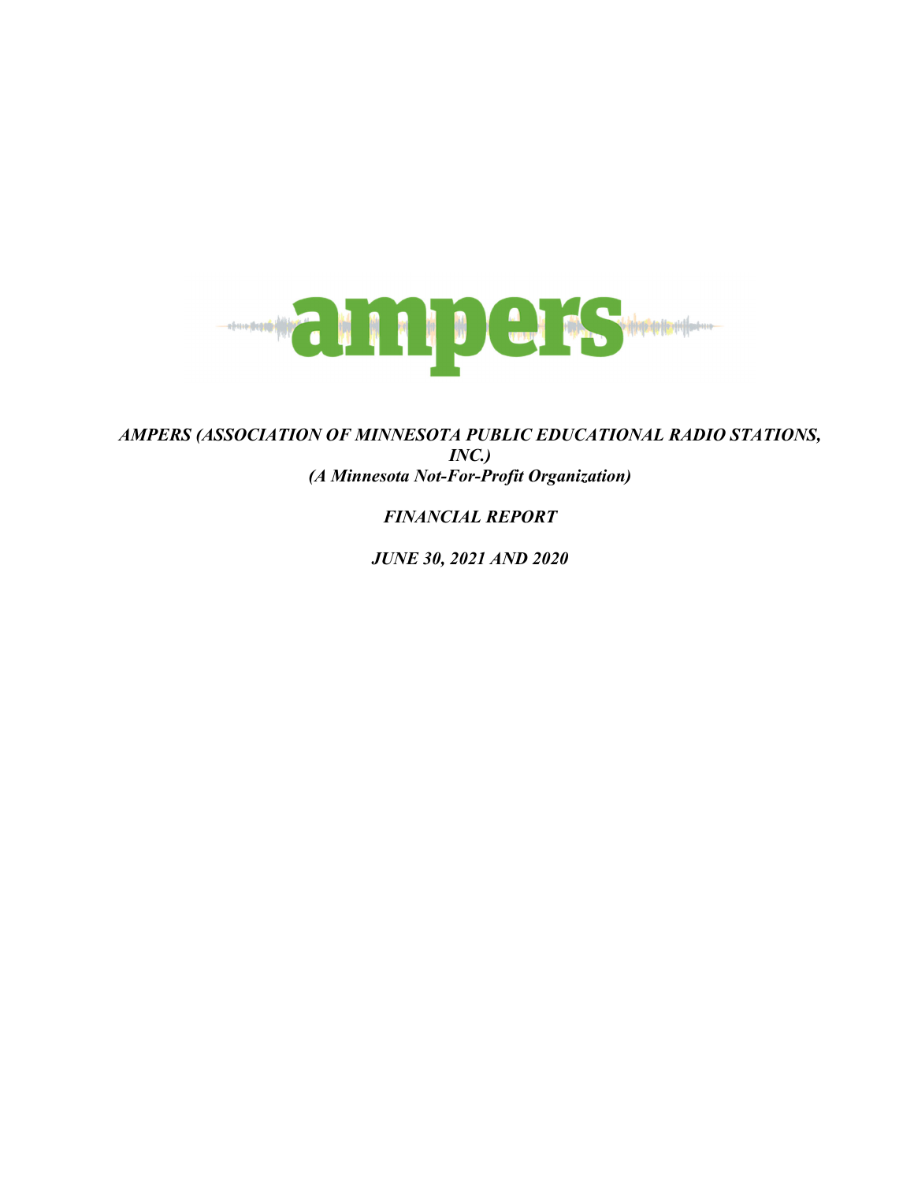***AMPERS (ASSOCIATION OF MINNESOTA PUBLIC EDUCATIONAL RADIO STATIONS, INC.)***
***(A Minnesota Not-For-Profit Organization)***

***FINANCIAL REPORT***

***JUNE 30, 2021 AND 2020***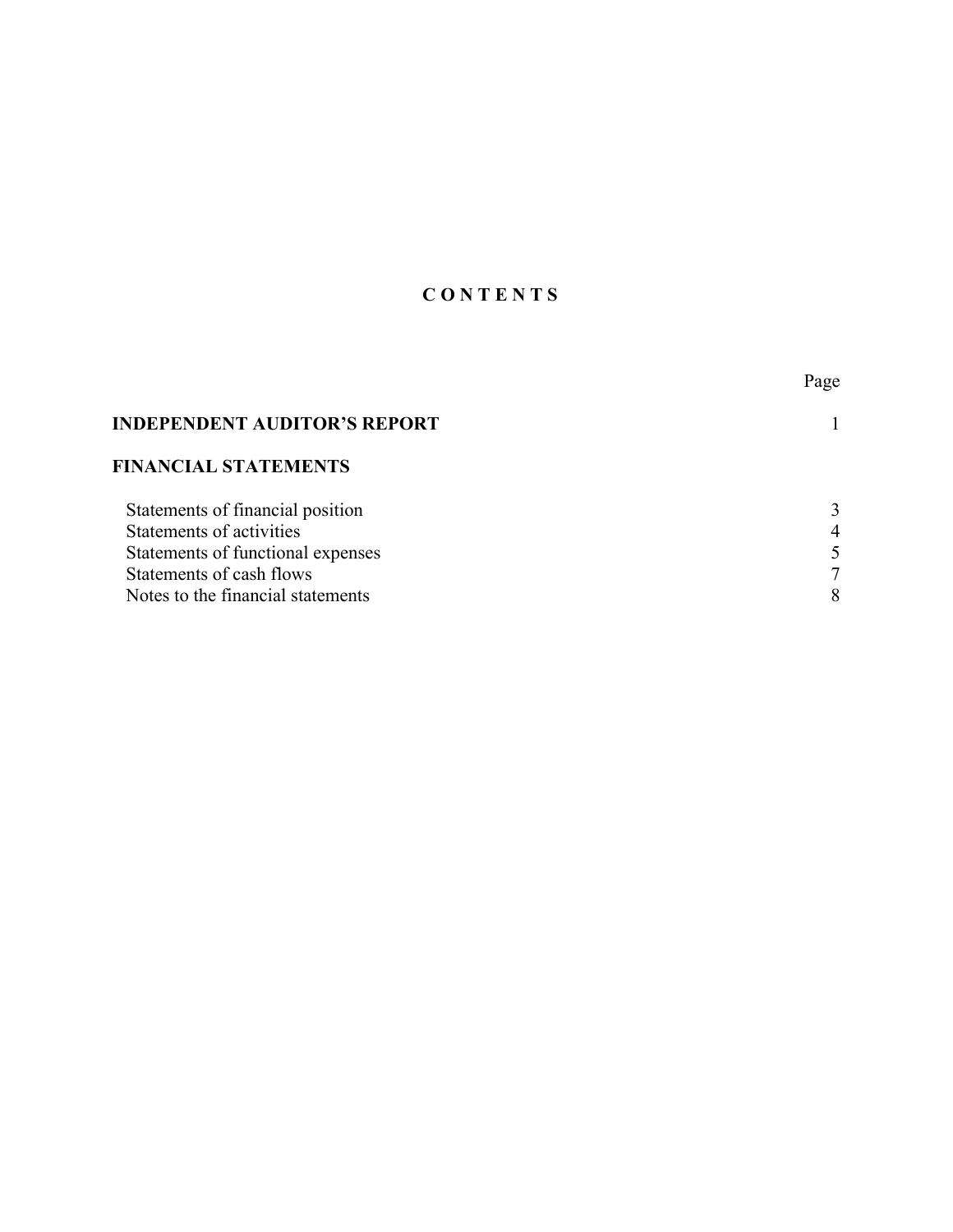# C O N T E N T S

| | Page |
|---|---|
| **INDEPENDENT AUDITOR'S REPORT** | 1 |
| **FINANCIAL STATEMENTS** | |
| Statements of financial position | 3 |
| Statements of activities | 4 |
| Statements of functional expenses | 5 |
| Statements of cash flows | 7 |
| Notes to the financial statements | 8 |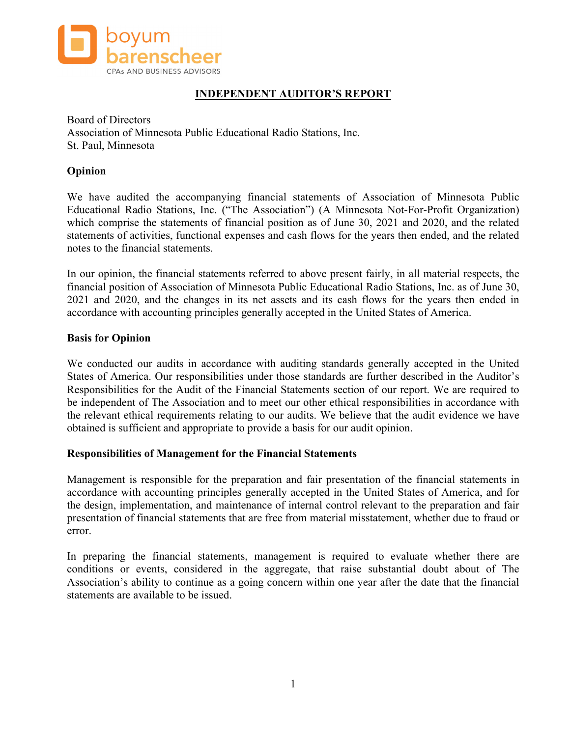## INDEPENDENT AUDITOR'S REPORT

Board of Directors
Association of Minnesota Public Educational Radio Stations, Inc.
St. Paul, Minnesota

**Opinion**

We have audited the accompanying financial statements of Association of Minnesota Public Educational Radio Stations, Inc. ("The Association") (A Minnesota Not-For-Profit Organization) which comprise the statements of financial position as of June 30, 2021 and 2020, and the related statements of activities, functional expenses and cash flows for the years then ended, and the related notes to the financial statements.

In our opinion, the financial statements referred to above present fairly, in all material respects, the financial position of Association of Minnesota Public Educational Radio Stations, Inc. as of June 30, 2021 and 2020, and the changes in its net assets and its cash flows for the years then ended in accordance with accounting principles generally accepted in the United States of America.

**Basis for Opinion**

We conducted our audits in accordance with auditing standards generally accepted in the United States of America. Our responsibilities under those standards are further described in the Auditor's Responsibilities for the Audit of the Financial Statements section of our report. We are required to be independent of The Association and to meet our other ethical responsibilities in accordance with the relevant ethical requirements relating to our audits. We believe that the audit evidence we have obtained is sufficient and appropriate to provide a basis for our audit opinion.

**Responsibilities of Management for the Financial Statements**

Management is responsible for the preparation and fair presentation of the financial statements in accordance with accounting principles generally accepted in the United States of America, and for the design, implementation, and maintenance of internal control relevant to the preparation and fair presentation of financial statements that are free from material misstatement, whether due to fraud or error.

In preparing the financial statements, management is required to evaluate whether there are conditions or events, considered in the aggregate, that raise substantial doubt about of The Association's ability to continue as a going concern within one year after the date that the financial statements are available to be issued.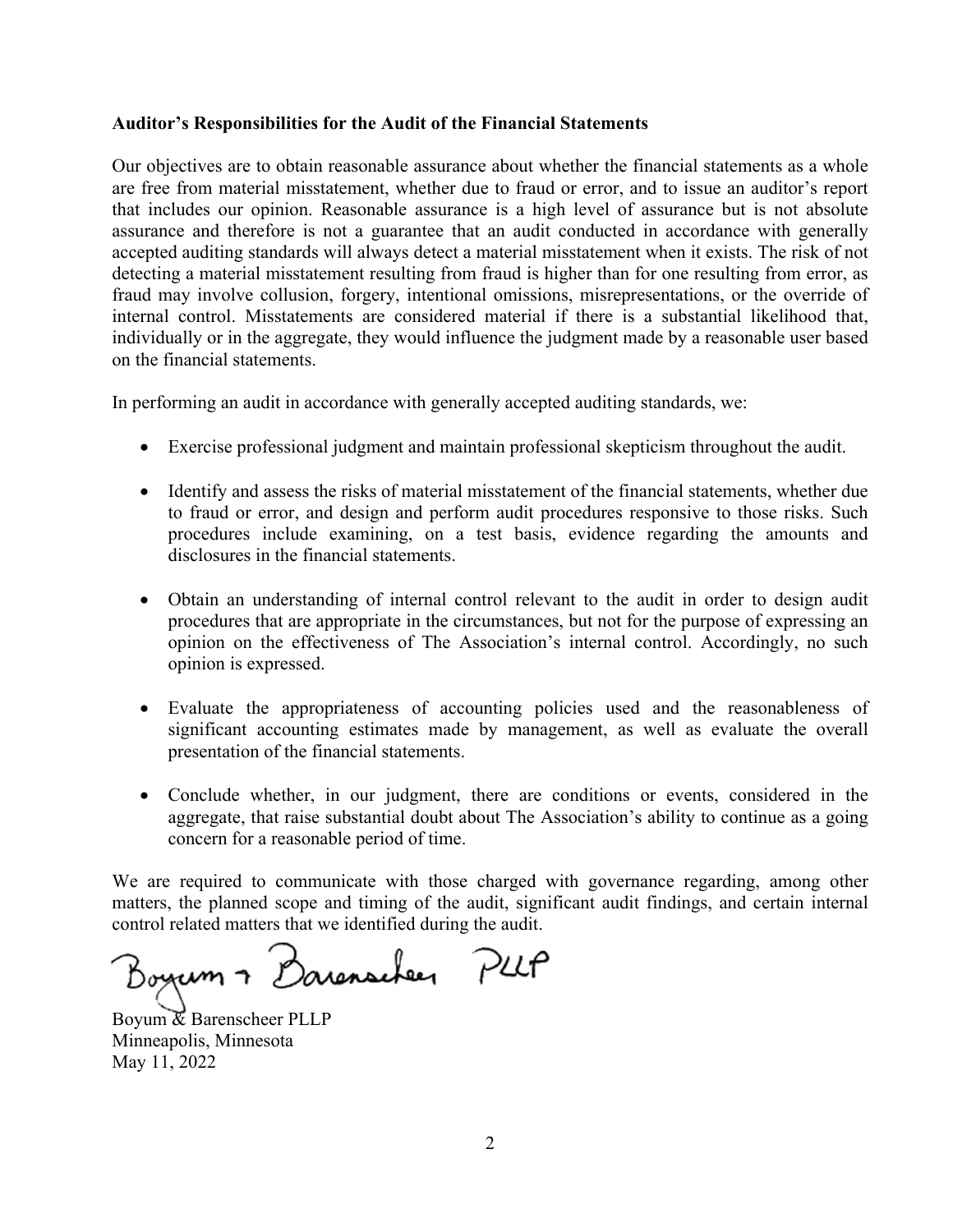**Auditor's Responsibilities for the Audit of the Financial Statements**

Our objectives are to obtain reasonable assurance about whether the financial statements as a whole are free from material misstatement, whether due to fraud or error, and to issue an auditor's report that includes our opinion. Reasonable assurance is a high level of assurance but is not absolute assurance and therefore is not a guarantee that an audit conducted in accordance with generally accepted auditing standards will always detect a material misstatement when it exists. The risk of not detecting a material misstatement resulting from fraud is higher than for one resulting from error, as fraud may involve collusion, forgery, intentional omissions, misrepresentations, or the override of internal control. Misstatements are considered material if there is a substantial likelihood that, individually or in the aggregate, they would influence the judgment made by a reasonable user based on the financial statements.

In performing an audit in accordance with generally accepted auditing standards, we:

- Exercise professional judgment and maintain professional skepticism throughout the audit.

- Identify and assess the risks of material misstatement of the financial statements, whether due to fraud or error, and design and perform audit procedures responsive to those risks. Such procedures include examining, on a test basis, evidence regarding the amounts and disclosures in the financial statements.

- Obtain an understanding of internal control relevant to the audit in order to design audit procedures that are appropriate in the circumstances, but not for the purpose of expressing an opinion on the effectiveness of The Association's internal control. Accordingly, no such opinion is expressed.

- Evaluate the appropriateness of accounting policies used and the reasonableness of significant accounting estimates made by management, as well as evaluate the overall presentation of the financial statements.

- Conclude whether, in our judgment, there are conditions or events, considered in the aggregate, that raise substantial doubt about The Association's ability to continue as a going concern for a reasonable period of time.

We are required to communicate with those charged with governance regarding, among other matters, the planned scope and timing of the audit, significant audit findings, and certain internal control related matters that we identified during the audit.

Boyum & Barenscheer PLLP

Boyum & Barenscheer PLLP
Minneapolis, Minnesota
May 11, 2022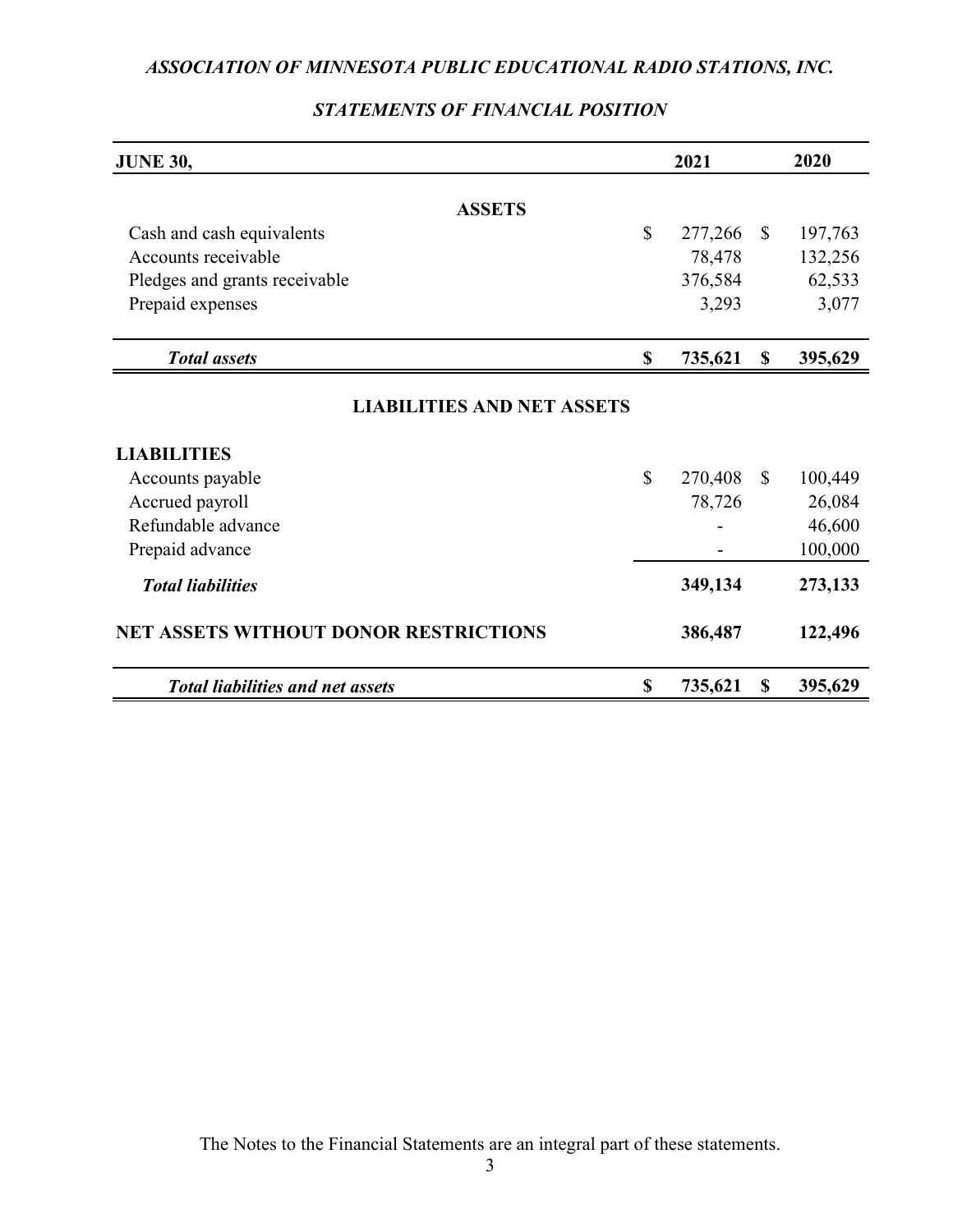*ASSOCIATION OF MINNESOTA PUBLIC EDUCATIONAL RADIO STATIONS, INC.*

*STATEMENTS OF FINANCIAL POSITION*

| JUNE 30, | 2021 | 2020 |
|---|---|---|
| **ASSETS** | | |
| Cash and cash equivalents | $ 277,266 | $ 197,763 |
| Accounts receivable | 78,478 | 132,256 |
| Pledges and grants receivable | 376,584 | 62,533 |
| Prepaid expenses | 3,293 | 3,077 |
| ***Total assets*** | **$ 735,621** | **$ 395,629** |
| **LIABILITIES AND NET ASSETS** | | |
| **LIABILITIES** | | |
| Accounts payable | $ 270,408 | $ 100,449 |
| Accrued payroll | 78,726 | 26,084 |
| Refundable advance | - | 46,600 |
| Prepaid advance | - | 100,000 |
| ***Total liabilities*** | **349,134** | **273,133** |
| **NET ASSETS WITHOUT DONOR RESTRICTIONS** | **386,487** | **122,496** |
| ***Total liabilities and net assets*** | **$ 735,621** | **$ 395,629** |

The Notes to the Financial Statements are an integral part of these statements.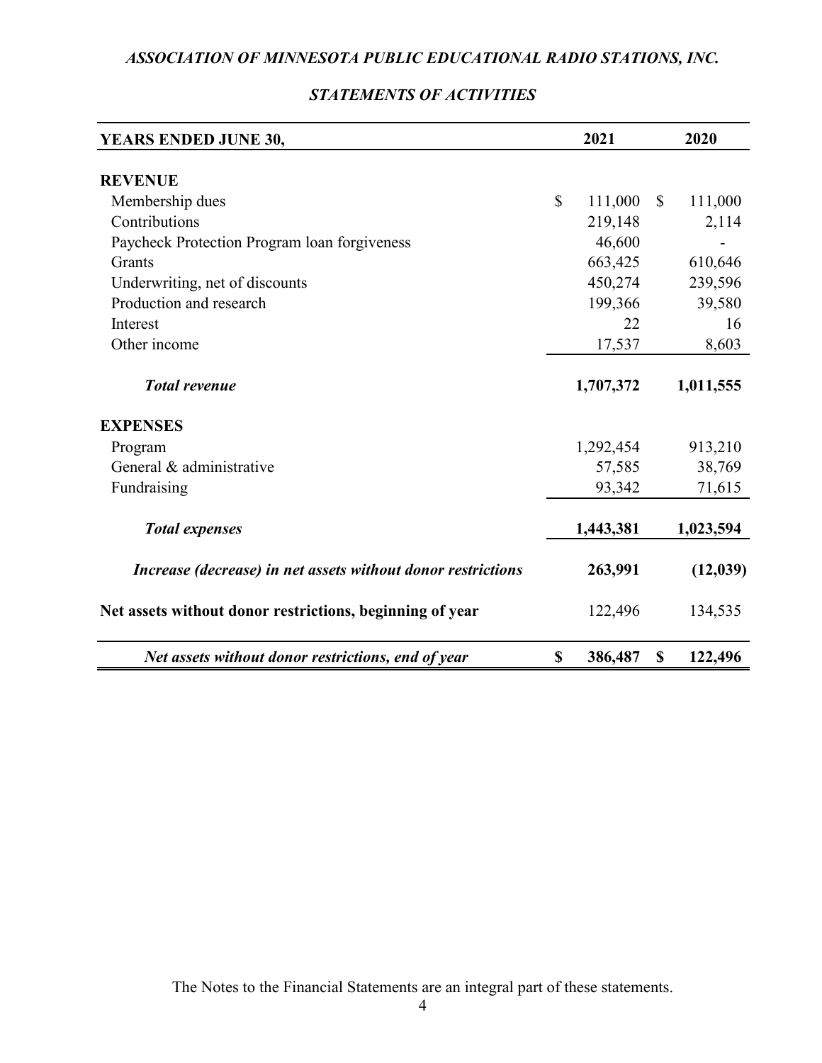*ASSOCIATION OF MINNESOTA PUBLIC EDUCATIONAL RADIO STATIONS, INC.*

## *STATEMENTS OF ACTIVITIES*

| **YEARS ENDED JUNE 30,** | **2021** | **2020** |
|---|---|---|
| **REVENUE** | | |
| Membership dues | $ 111,000 | $ 111,000 |
| Contributions | 219,148 | 2,114 |
| Paycheck Protection Program loan forgiveness | 46,600 | - |
| Grants | 663,425 | 610,646 |
| Underwriting, net of discounts | 450,274 | 239,596 |
| Production and research | 199,366 | 39,580 |
| Interest | 22 | 16 |
| Other income | 17,537 | 8,603 |
| ***Total revenue*** | **1,707,372** | **1,011,555** |
| **EXPENSES** | | |
| Program | 1,292,454 | 913,210 |
| General & administrative | 57,585 | 38,769 |
| Fundraising | 93,342 | 71,615 |
| ***Total expenses*** | **1,443,381** | **1,023,594** |
| ***Increase (decrease) in net assets without donor restrictions*** | **263,991** | **(12,039)** |
| **Net assets without donor restrictions, beginning of year** | 122,496 | 134,535 |
| ***Net assets without donor restrictions, end of year*** | **$ 386,487** | **$ 122,496** |

The Notes to the Financial Statements are an integral part of these statements.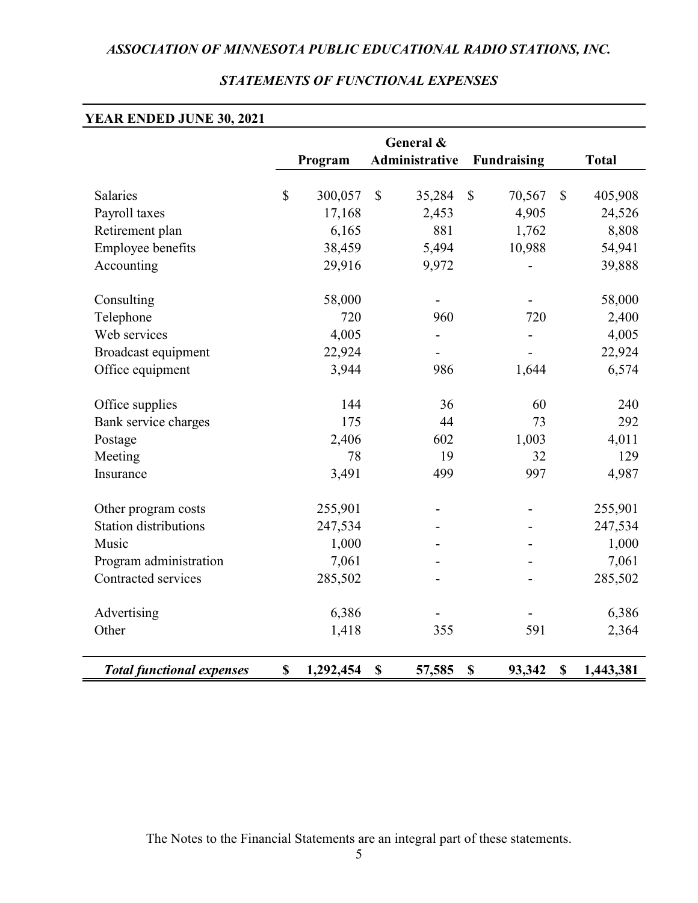# *ASSOCIATION OF MINNESOTA PUBLIC EDUCATIONAL RADIO STATIONS, INC.*

## *STATEMENTS OF FUNCTIONAL EXPENSES*

**YEAR ENDED JUNE 30, 2021**

| | Program | General & Administrative | Fundraising | Total |
|---|---|---|---|---|
| Salaries | $ 300,057 | $ 35,284 | $ 70,567 | $ 405,908 |
| Payroll taxes | 17,168 | 2,453 | 4,905 | 24,526 |
| Retirement plan | 6,165 | 881 | 1,762 | 8,808 |
| Employee benefits | 38,459 | 5,494 | 10,988 | 54,941 |
| Accounting | 29,916 | 9,972 | - | 39,888 |
| Consulting | 58,000 | - | - | 58,000 |
| Telephone | 720 | 960 | 720 | 2,400 |
| Web services | 4,005 | - | - | 4,005 |
| Broadcast equipment | 22,924 | - | - | 22,924 |
| Office equipment | 3,944 | 986 | 1,644 | 6,574 |
| Office supplies | 144 | 36 | 60 | 240 |
| Bank service charges | 175 | 44 | 73 | 292 |
| Postage | 2,406 | 602 | 1,003 | 4,011 |
| Meeting | 78 | 19 | 32 | 129 |
| Insurance | 3,491 | 499 | 997 | 4,987 |
| Other program costs | 255,901 | - | - | 255,901 |
| Station distributions | 247,534 | - | - | 247,534 |
| Music | 1,000 | - | - | 1,000 |
| Program administration | 7,061 | - | - | 7,061 |
| Contracted services | 285,502 | - | - | 285,502 |
| Advertising | 6,386 | - | - | 6,386 |
| Other | 1,418 | 355 | 591 | 2,364 |
| ***Total functional expenses*** | **$ 1,292,454** | **$ 57,585** | **$ 93,342** | **$ 1,443,381** |

The Notes to the Financial Statements are an integral part of these statements.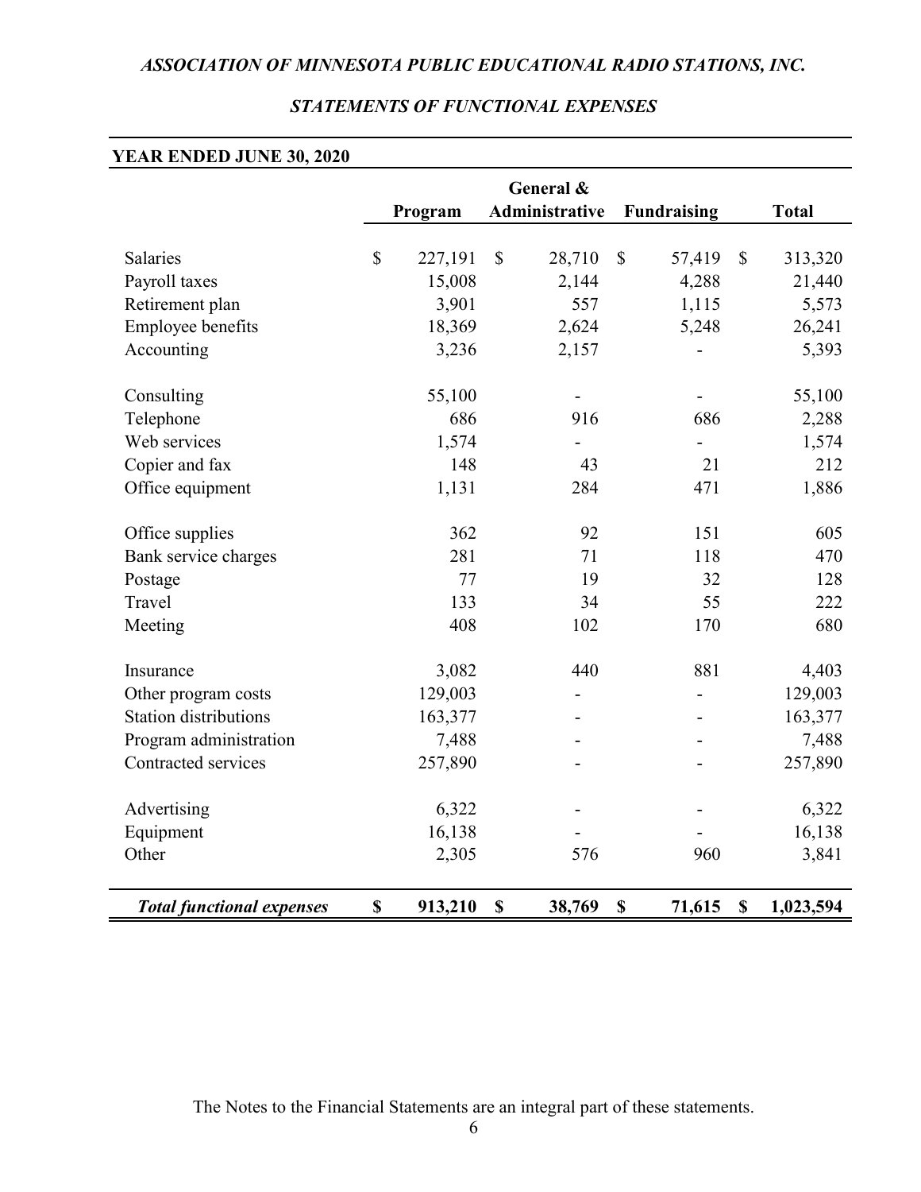## *ASSOCIATION OF MINNESOTA PUBLIC EDUCATIONAL RADIO STATIONS, INC.*

### *STATEMENTS OF FUNCTIONAL EXPENSES*

**YEAR ENDED JUNE 30, 2020**

| | Program | General & Administrative | Fundraising | Total |
|---|---|---|---|---|
| Salaries | $ 227,191 | $ 28,710 | $ 57,419 | $ 313,320 |
| Payroll taxes | 15,008 | 2,144 | 4,288 | 21,440 |
| Retirement plan | 3,901 | 557 | 1,115 | 5,573 |
| Employee benefits | 18,369 | 2,624 | 5,248 | 26,241 |
| Accounting | 3,236 | 2,157 | - | 5,393 |
| Consulting | 55,100 | - | - | 55,100 |
| Telephone | 686 | 916 | 686 | 2,288 |
| Web services | 1,574 | - | - | 1,574 |
| Copier and fax | 148 | 43 | 21 | 212 |
| Office equipment | 1,131 | 284 | 471 | 1,886 |
| Office supplies | 362 | 92 | 151 | 605 |
| Bank service charges | 281 | 71 | 118 | 470 |
| Postage | 77 | 19 | 32 | 128 |
| Travel | 133 | 34 | 55 | 222 |
| Meeting | 408 | 102 | 170 | 680 |
| Insurance | 3,082 | 440 | 881 | 4,403 |
| Other program costs | 129,003 | - | - | 129,003 |
| Station distributions | 163,377 | - | - | 163,377 |
| Program administration | 7,488 | - | - | 7,488 |
| Contracted services | 257,890 | - | - | 257,890 |
| Advertising | 6,322 | - | - | 6,322 |
| Equipment | 16,138 | - | - | 16,138 |
| Other | 2,305 | 576 | 960 | 3,841 |
| ***Total functional expenses*** | **$ 913,210** | **$ 38,769** | **$ 71,615** | **$ 1,023,594** |

The Notes to the Financial Statements are an integral part of these statements.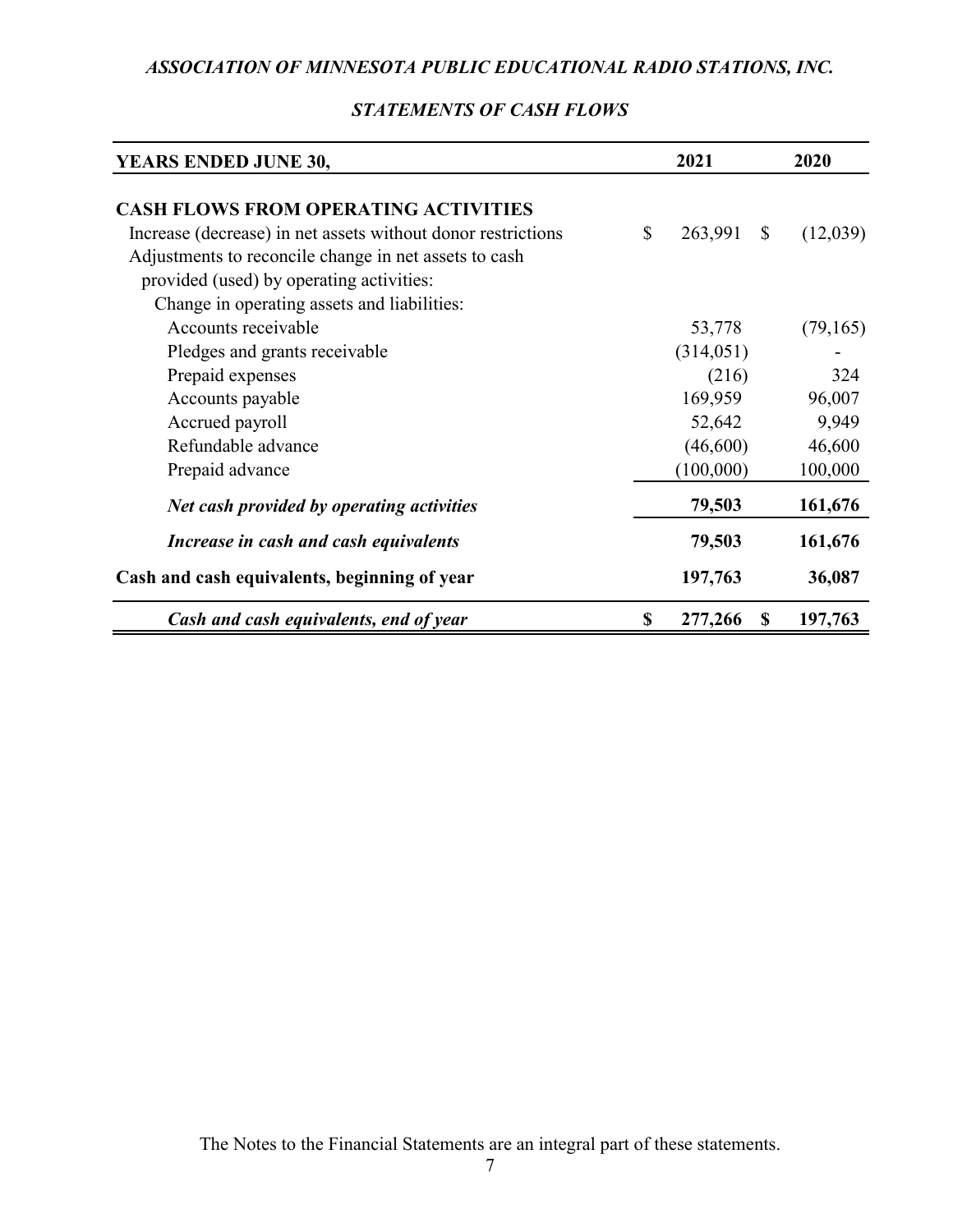## ASSOCIATION OF MINNESOTA PUBLIC EDUCATIONAL RADIO STATIONS, INC.

### STATEMENTS OF CASH FLOWS

| YEARS ENDED JUNE 30, | 2021 | 2020 |
|---|---|---|
| **CASH FLOWS FROM OPERATING ACTIVITIES** | | |
| Increase (decrease) in net assets without donor restrictions | $ 263,991 | $ (12,039) |
| Adjustments to reconcile change in net assets to cash provided (used) by operating activities: | | |
| Change in operating assets and liabilities: | | |
| Accounts receivable | 53,778 | (79,165) |
| Pledges and grants receivable | (314,051) | - |
| Prepaid expenses | (216) | 324 |
| Accounts payable | 169,959 | 96,007 |
| Accrued payroll | 52,642 | 9,949 |
| Refundable advance | (46,600) | 46,600 |
| Prepaid advance | (100,000) | 100,000 |
| ***Net cash provided by operating activities*** | **79,503** | **161,676** |
| ***Increase in cash and cash equivalents*** | **79,503** | **161,676** |
| **Cash and cash equivalents, beginning of year** | **197,763** | **36,087** |
| ***Cash and cash equivalents, end of year*** | **$ 277,266** | **$ 197,763** |

The Notes to the Financial Statements are an integral part of these statements.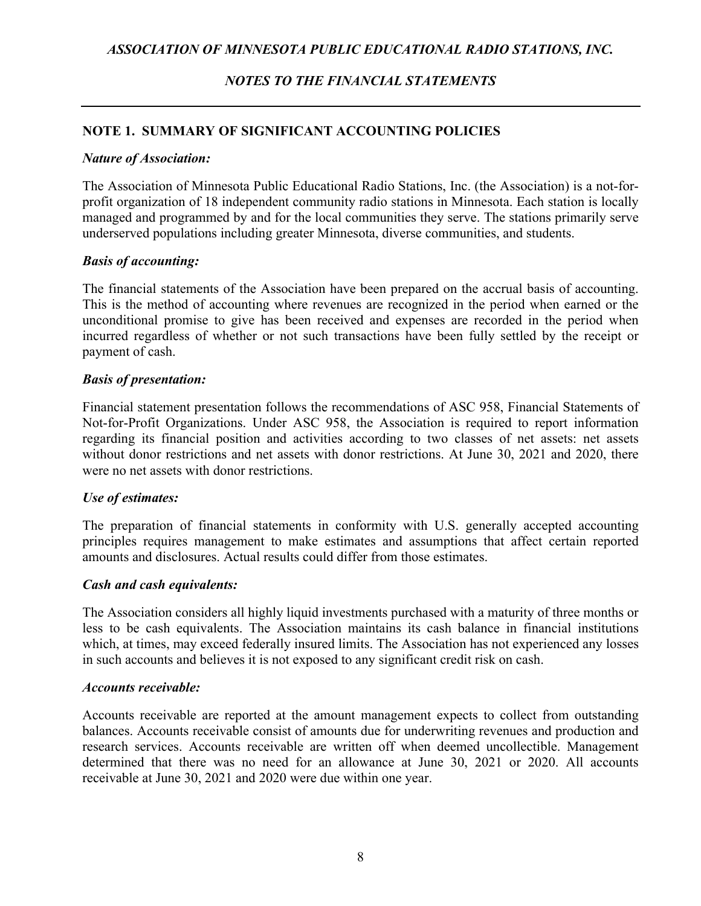## NOTE 1. SUMMARY OF SIGNIFICANT ACCOUNTING POLICIES

### *Nature of Association:*

The Association of Minnesota Public Educational Radio Stations, Inc. (the Association) is a not-for-profit organization of 18 independent community radio stations in Minnesota. Each station is locally managed and programmed by and for the local communities they serve. The stations primarily serve underserved populations including greater Minnesota, diverse communities, and students.

### *Basis of accounting:*

The financial statements of the Association have been prepared on the accrual basis of accounting. This is the method of accounting where revenues are recognized in the period when earned or the unconditional promise to give has been received and expenses are recorded in the period when incurred regardless of whether or not such transactions have been fully settled by the receipt or payment of cash.

### *Basis of presentation:*

Financial statement presentation follows the recommendations of ASC 958, Financial Statements of Not-for-Profit Organizations. Under ASC 958, the Association is required to report information regarding its financial position and activities according to two classes of net assets: net assets without donor restrictions and net assets with donor restrictions. At June 30, 2021 and 2020, there were no net assets with donor restrictions.

### *Use of estimates:*

The preparation of financial statements in conformity with U.S. generally accepted accounting principles requires management to make estimates and assumptions that affect certain reported amounts and disclosures. Actual results could differ from those estimates.

### *Cash and cash equivalents:*

The Association considers all highly liquid investments purchased with a maturity of three months or less to be cash equivalents. The Association maintains its cash balance in financial institutions which, at times, may exceed federally insured limits. The Association has not experienced any losses in such accounts and believes it is not exposed to any significant credit risk on cash.

### *Accounts receivable:*

Accounts receivable are reported at the amount management expects to collect from outstanding balances. Accounts receivable consist of amounts due for underwriting revenues and production and research services. Accounts receivable are written off when deemed uncollectible. Management determined that there was no need for an allowance at June 30, 2021 or 2020. All accounts receivable at June 30, 2021 and 2020 were due within one year.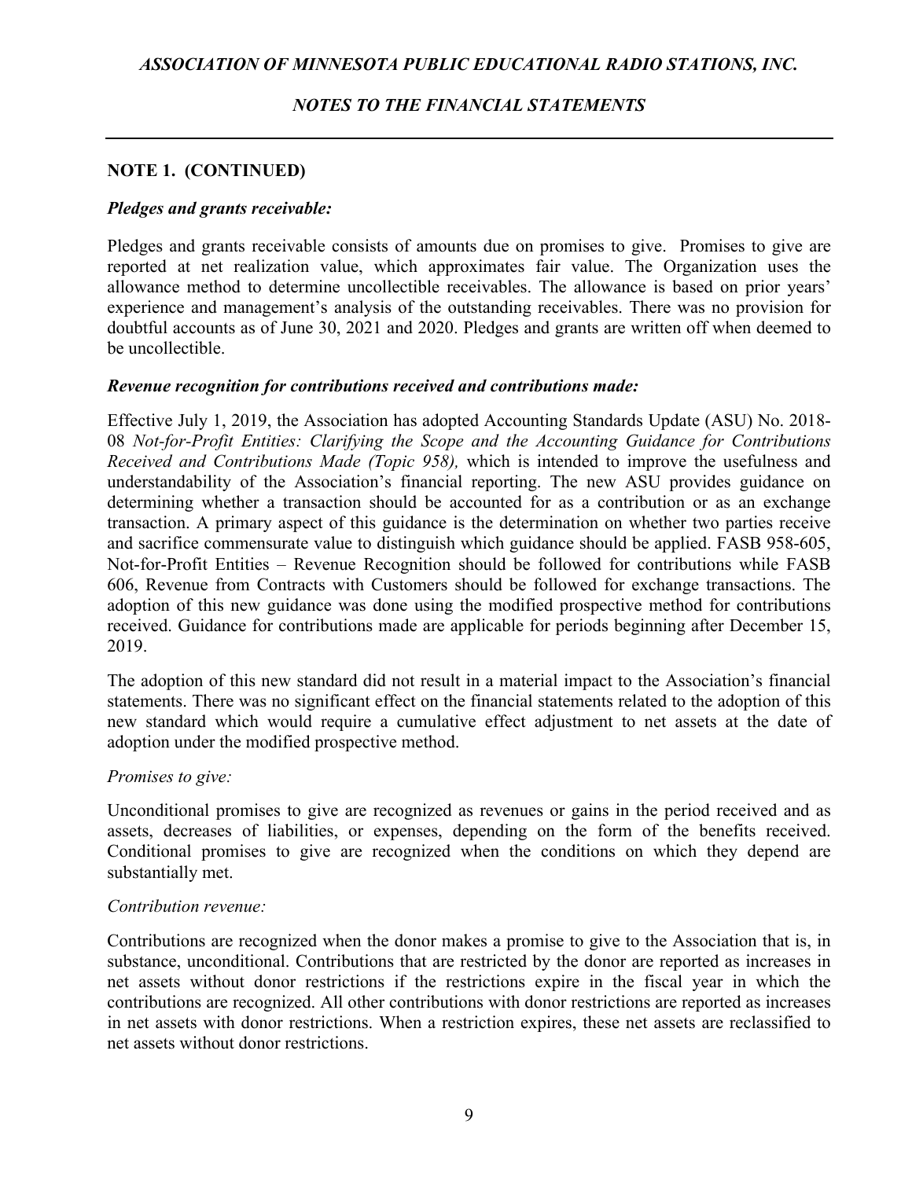## NOTE 1. (CONTINUED)

### *Pledges and grants receivable:*

Pledges and grants receivable consists of amounts due on promises to give. Promises to give are reported at net realization value, which approximates fair value. The Organization uses the allowance method to determine uncollectible receivables. The allowance is based on prior years' experience and management's analysis of the outstanding receivables. There was no provision for doubtful accounts as of June 30, 2021 and 2020. Pledges and grants are written off when deemed to be uncollectible.

### *Revenue recognition for contributions received and contributions made:*

Effective July 1, 2019, the Association has adopted Accounting Standards Update (ASU) No. 2018-08 *Not-for-Profit Entities: Clarifying the Scope and the Accounting Guidance for Contributions Received and Contributions Made (Topic 958),* which is intended to improve the usefulness and understandability of the Association's financial reporting. The new ASU provides guidance on determining whether a transaction should be accounted for as a contribution or as an exchange transaction. A primary aspect of this guidance is the determination on whether two parties receive and sacrifice commensurate value to distinguish which guidance should be applied. FASB 958-605, Not-for-Profit Entities – Revenue Recognition should be followed for contributions while FASB 606, Revenue from Contracts with Customers should be followed for exchange transactions. The adoption of this new guidance was done using the modified prospective method for contributions received. Guidance for contributions made are applicable for periods beginning after December 15, 2019.

The adoption of this new standard did not result in a material impact to the Association's financial statements. There was no significant effect on the financial statements related to the adoption of this new standard which would require a cumulative effect adjustment to net assets at the date of adoption under the modified prospective method.

*Promises to give:*

Unconditional promises to give are recognized as revenues or gains in the period received and as assets, decreases of liabilities, or expenses, depending on the form of the benefits received. Conditional promises to give are recognized when the conditions on which they depend are substantially met.

*Contribution revenue:*

Contributions are recognized when the donor makes a promise to give to the Association that is, in substance, unconditional. Contributions that are restricted by the donor are reported as increases in net assets without donor restrictions if the restrictions expire in the fiscal year in which the contributions are recognized. All other contributions with donor restrictions are reported as increases in net assets with donor restrictions. When a restriction expires, these net assets are reclassified to net assets without donor restrictions.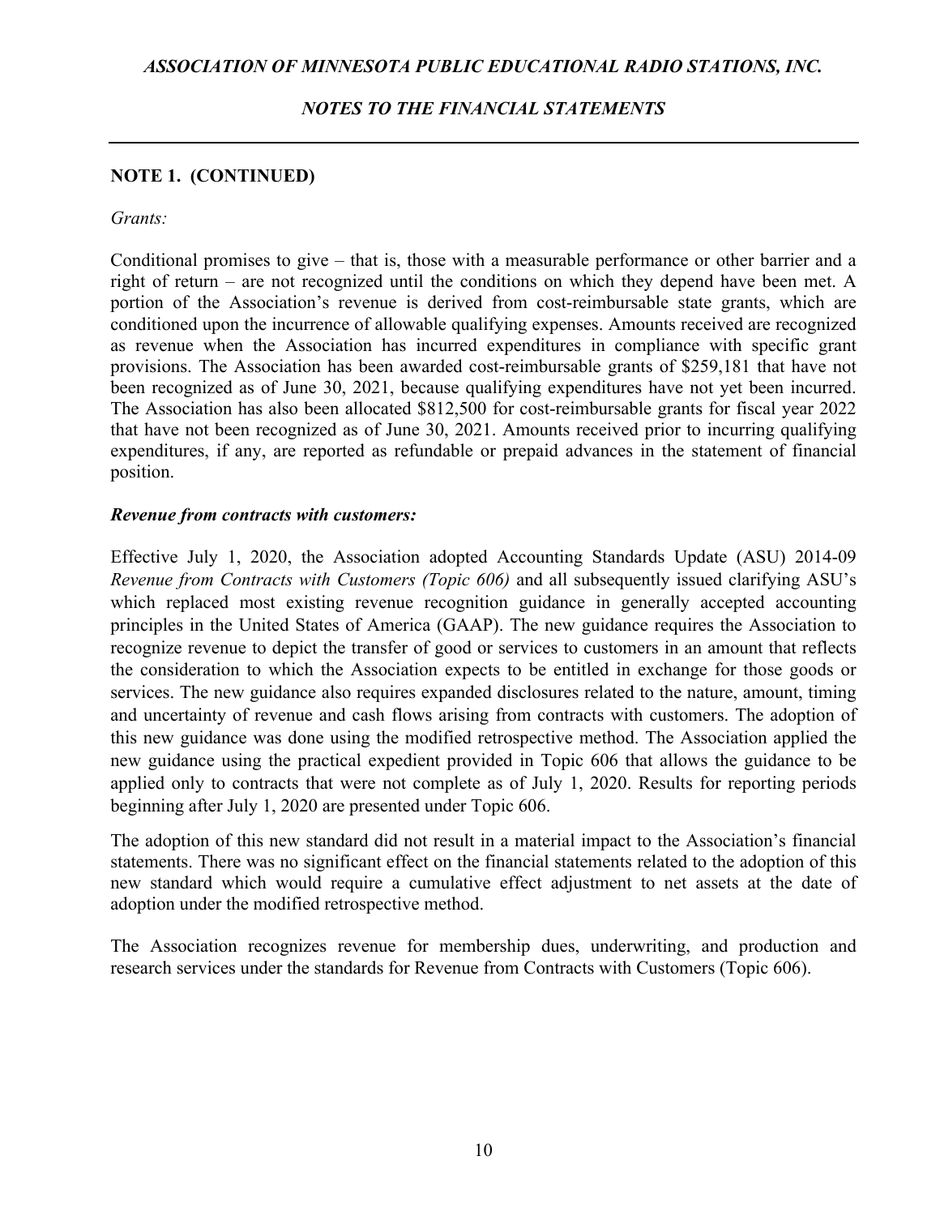## NOTE 1. (CONTINUED)

*Grants:*

Conditional promises to give – that is, those with a measurable performance or other barrier and a right of return – are not recognized until the conditions on which they depend have been met. A portion of the Association's revenue is derived from cost-reimbursable state grants, which are conditioned upon the incurrence of allowable qualifying expenses. Amounts received are recognized as revenue when the Association has incurred expenditures in compliance with specific grant provisions. The Association has been awarded cost-reimbursable grants of $259,181 that have not been recognized as of June 30, 2021, because qualifying expenditures have not yet been incurred. The Association has also been allocated $812,500 for cost-reimbursable grants for fiscal year 2022 that have not been recognized as of June 30, 2021. Amounts received prior to incurring qualifying expenditures, if any, are reported as refundable or prepaid advances in the statement of financial position.

***Revenue from contracts with customers:***

Effective July 1, 2020, the Association adopted Accounting Standards Update (ASU) 2014-09 *Revenue from Contracts with Customers (Topic 606)* and all subsequently issued clarifying ASU's which replaced most existing revenue recognition guidance in generally accepted accounting principles in the United States of America (GAAP). The new guidance requires the Association to recognize revenue to depict the transfer of good or services to customers in an amount that reflects the consideration to which the Association expects to be entitled in exchange for those goods or services. The new guidance also requires expanded disclosures related to the nature, amount, timing and uncertainty of revenue and cash flows arising from contracts with customers. The adoption of this new guidance was done using the modified retrospective method. The Association applied the new guidance using the practical expedient provided in Topic 606 that allows the guidance to be applied only to contracts that were not complete as of July 1, 2020. Results for reporting periods beginning after July 1, 2020 are presented under Topic 606.

The adoption of this new standard did not result in a material impact to the Association's financial statements. There was no significant effect on the financial statements related to the adoption of this new standard which would require a cumulative effect adjustment to net assets at the date of adoption under the modified retrospective method.

The Association recognizes revenue for membership dues, underwriting, and production and research services under the standards for Revenue from Contracts with Customers (Topic 606).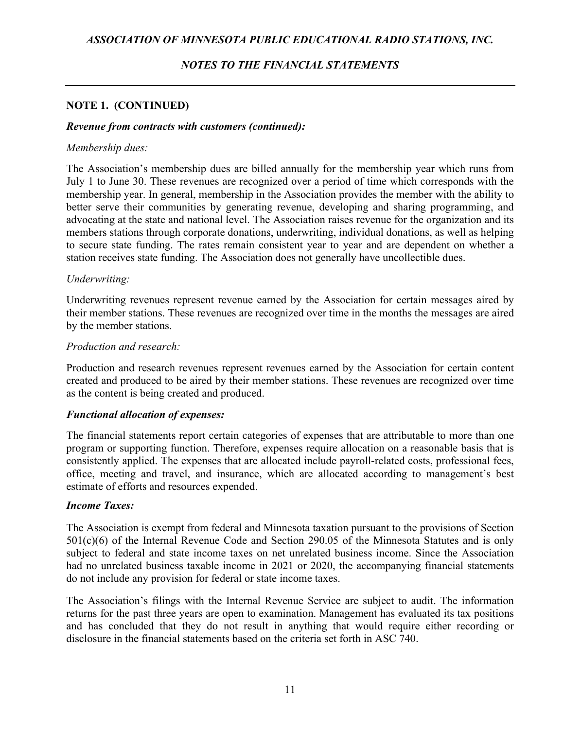## NOTE 1. (CONTINUED)

### *Revenue from contracts with customers (continued):*

*Membership dues:*

The Association's membership dues are billed annually for the membership year which runs from July 1 to June 30. These revenues are recognized over a period of time which corresponds with the membership year. In general, membership in the Association provides the member with the ability to better serve their communities by generating revenue, developing and sharing programming, and advocating at the state and national level. The Association raises revenue for the organization and its members stations through corporate donations, underwriting, individual donations, as well as helping to secure state funding. The rates remain consistent year to year and are dependent on whether a station receives state funding. The Association does not generally have uncollectible dues.

*Underwriting:*

Underwriting revenues represent revenue earned by the Association for certain messages aired by their member stations. These revenues are recognized over time in the months the messages are aired by the member stations.

*Production and research:*

Production and research revenues represent revenues earned by the Association for certain content created and produced to be aired by their member stations. These revenues are recognized over time as the content is being created and produced.

### *Functional allocation of expenses:*

The financial statements report certain categories of expenses that are attributable to more than one program or supporting function. Therefore, expenses require allocation on a reasonable basis that is consistently applied. The expenses that are allocated include payroll-related costs, professional fees, office, meeting and travel, and insurance, which are allocated according to management's best estimate of efforts and resources expended.

### *Income Taxes:*

The Association is exempt from federal and Minnesota taxation pursuant to the provisions of Section 501(c)(6) of the Internal Revenue Code and Section 290.05 of the Minnesota Statutes and is only subject to federal and state income taxes on net unrelated business income. Since the Association had no unrelated business taxable income in 2021 or 2020, the accompanying financial statements do not include any provision for federal or state income taxes.

The Association's filings with the Internal Revenue Service are subject to audit. The information returns for the past three years are open to examination. Management has evaluated its tax positions and has concluded that they do not result in anything that would require either recording or disclosure in the financial statements based on the criteria set forth in ASC 740.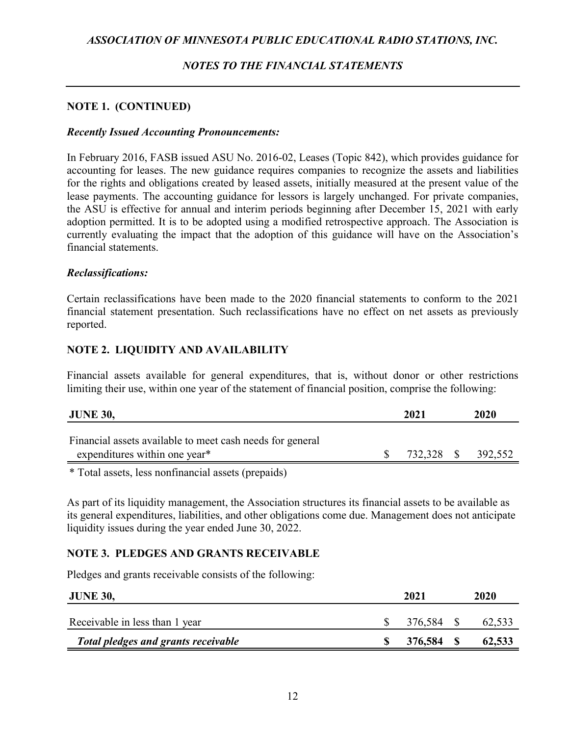## NOTE 1. (CONTINUED)

***Recently Issued Accounting Pronouncements:***

In February 2016, FASB issued ASU No. 2016-02, Leases (Topic 842), which provides guidance for accounting for leases. The new guidance requires companies to recognize the assets and liabilities for the rights and obligations created by leased assets, initially measured at the present value of the lease payments. The accounting guidance for lessors is largely unchanged. For private companies, the ASU is effective for annual and interim periods beginning after December 15, 2021 with early adoption permitted. It is to be adopted using a modified retrospective approach. The Association is currently evaluating the impact that the adoption of this guidance will have on the Association's financial statements.

***Reclassifications:***

Certain reclassifications have been made to the 2020 financial statements to conform to the 2021 financial statement presentation. Such reclassifications have no effect on net assets as previously reported.

## NOTE 2. LIQUIDITY AND AVAILABILITY

Financial assets available for general expenditures, that is, without donor or other restrictions limiting their use, within one year of the statement of financial position, comprise the following:

| **JUNE 30,** | **2021** | **2020** |
|---|---|---|
| Financial assets available to meet cash needs for general expenditures within one year* | $ 732,328 | $ 392,552 |

\* Total assets, less nonfinancial assets (prepaids)

As part of its liquidity management, the Association structures its financial assets to be available as its general expenditures, liabilities, and other obligations come due. Management does not anticipate liquidity issues during the year ended June 30, 2022.

## NOTE 3. PLEDGES AND GRANTS RECEIVABLE

Pledges and grants receivable consists of the following:

| **JUNE 30,** | **2021** | **2020** |
|---|---|---|
| Receivable in less than 1 year | $ 376,584 | $ 62,533 |
| ***Total pledges and grants receivable*** | **$ 376,584** | **$ 62,533** |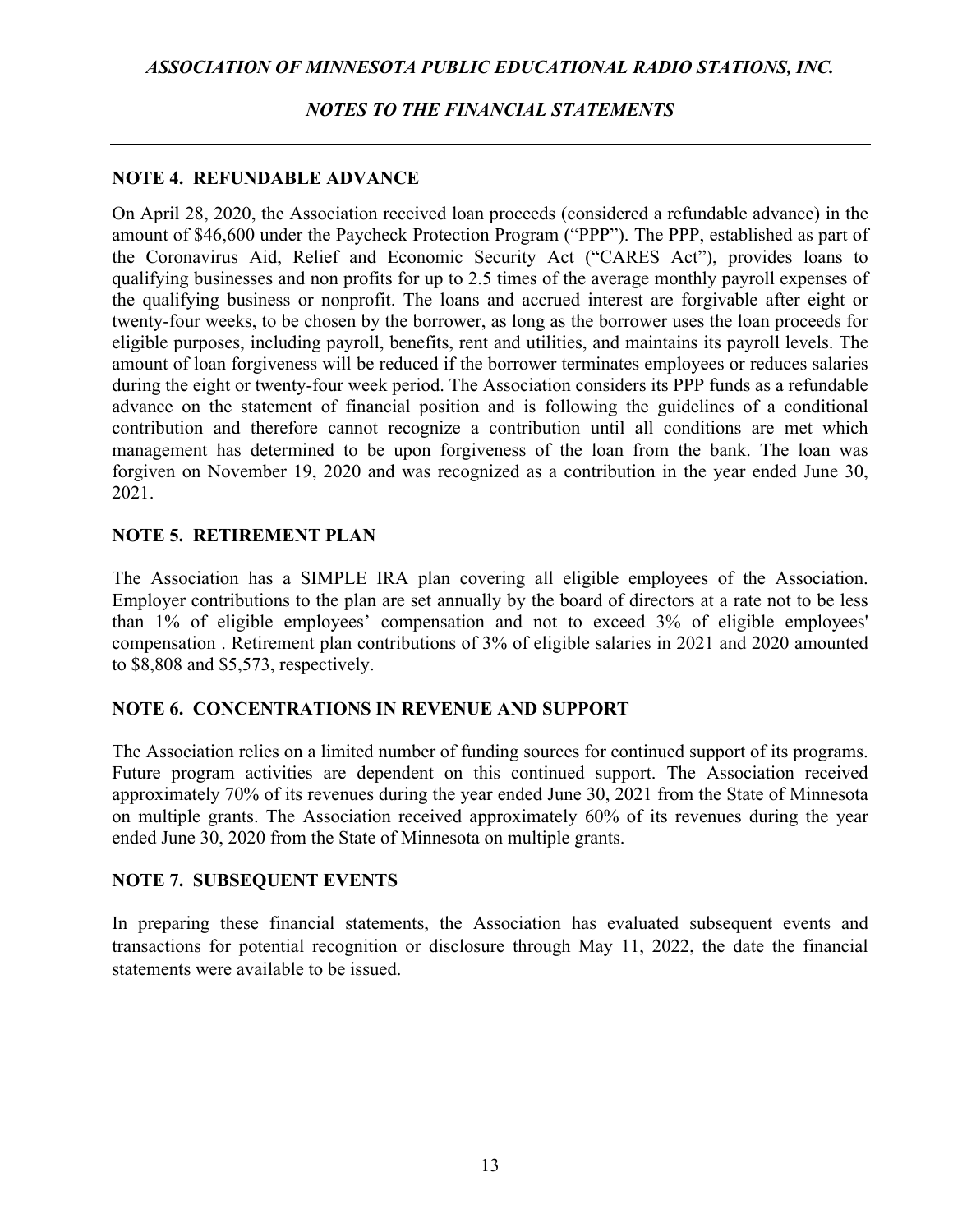## NOTE 4. REFUNDABLE ADVANCE

On April 28, 2020, the Association received loan proceeds (considered a refundable advance) in the amount of $46,600 under the Paycheck Protection Program ("PPP"). The PPP, established as part of the Coronavirus Aid, Relief and Economic Security Act ("CARES Act"), provides loans to qualifying businesses and non profits for up to 2.5 times of the average monthly payroll expenses of the qualifying business or nonprofit. The loans and accrued interest are forgivable after eight or twenty-four weeks, to be chosen by the borrower, as long as the borrower uses the loan proceeds for eligible purposes, including payroll, benefits, rent and utilities, and maintains its payroll levels. The amount of loan forgiveness will be reduced if the borrower terminates employees or reduces salaries during the eight or twenty-four week period. The Association considers its PPP funds as a refundable advance on the statement of financial position and is following the guidelines of a conditional contribution and therefore cannot recognize a contribution until all conditions are met which management has determined to be upon forgiveness of the loan from the bank. The loan was forgiven on November 19, 2020 and was recognized as a contribution in the year ended June 30, 2021.

## NOTE 5. RETIREMENT PLAN

The Association has a SIMPLE IRA plan covering all eligible employees of the Association. Employer contributions to the plan are set annually by the board of directors at a rate not to be less than 1% of eligible employees' compensation and not to exceed 3% of eligible employees' compensation . Retirement plan contributions of 3% of eligible salaries in 2021 and 2020 amounted to $8,808 and $5,573, respectively.

## NOTE 6. CONCENTRATIONS IN REVENUE AND SUPPORT

The Association relies on a limited number of funding sources for continued support of its programs. Future program activities are dependent on this continued support. The Association received approximately 70% of its revenues during the year ended June 30, 2021 from the State of Minnesota on multiple grants. The Association received approximately 60% of its revenues during the year ended June 30, 2020 from the State of Minnesota on multiple grants.

## NOTE 7. SUBSEQUENT EVENTS

In preparing these financial statements, the Association has evaluated subsequent events and transactions for potential recognition or disclosure through May 11, 2022, the date the financial statements were available to be issued.